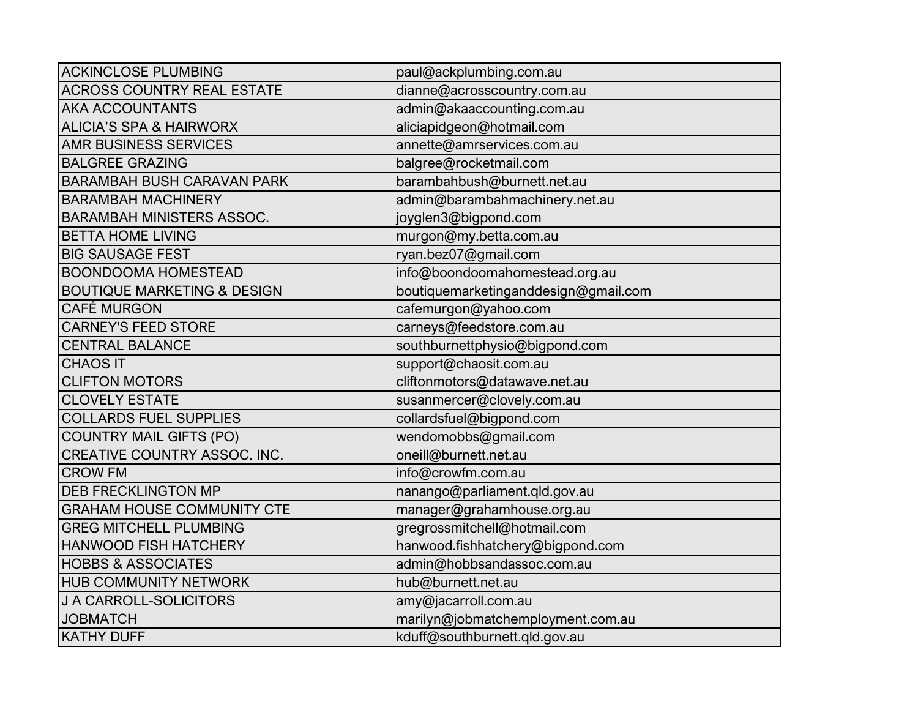| | |
|---|---|
| ACKINCLOSE PLUMBING | paul@ackplumbing.com.au |
| ACROSS COUNTRY REAL ESTATE | dianne@acrosscountry.com.au |
| AKA ACCOUNTANTS | admin@akaaccounting.com.au |
| ALICIA’S SPA & HAIRWORX | aliciapidgeon@hotmail.com |
| AMR BUSINESS SERVICES | annette@amrservices.com.au |
| BALGREE GRAZING | balgree@rocketmail.com |
| BARAMBAH BUSH CARAVAN PARK | barambahbush@burnett.net.au |
| BARAMBAH MACHINERY | admin@barambahmachinery.net.au |
| BARAMBAH MINISTERS ASSOC. | joyglen3@bigpond.com |
| BETTA HOME LIVING | murgon@my.betta.com.au |
| BIG SAUSAGE FEST | ryan.bez07@gmail.com |
| BOONDOOMA HOMESTEAD | info@boondoomahomestead.org.au |
| BOUTIQUE MARKETING & DESIGN | boutiquemarketinganddesign@gmail.com |
| CAFÉ MURGON | cafemurgon@yahoo.com |
| CARNEY'S FEED STORE | carneys@feedstore.com.au |
| CENTRAL BALANCE | southburnettphysio@bigpond.com |
| CHAOS IT | support@chaosit.com.au |
| CLIFTON MOTORS | cliftonmotors@datawave.net.au |
| CLOVELY ESTATE | susanmercer@clovely.com.au |
| COLLARDS FUEL SUPPLIES | collardsfuel@bigpond.com |
| COUNTRY MAIL GIFTS (PO) | wendomobbs@gmail.com |
| CREATIVE COUNTRY ASSOC. INC. | oneill@burnett.net.au |
| CROW FM | info@crowfm.com.au |
| DEB FRECKLINGTON MP | nanango@parliament.qld.gov.au |
| GRAHAM HOUSE COMMUNITY CTE | manager@grahamhouse.org.au |
| GREG MITCHELL PLUMBING | gregrossmitchell@hotmail.com |
| HANWOOD FISH HATCHERY | hanwood.fishhatchery@bigpond.com |
| HOBBS & ASSOCIATES | admin@hobbsandassoc.com.au |
| HUB COMMUNITY NETWORK | hub@burnett.net.au |
| J A CARROLL-SOLICITORS | amy@jacarroll.com.au |
| JOBMATCH | marilyn@jobmatchemployment.com.au |
| KATHY DUFF | kduff@southburnett.qld.gov.au |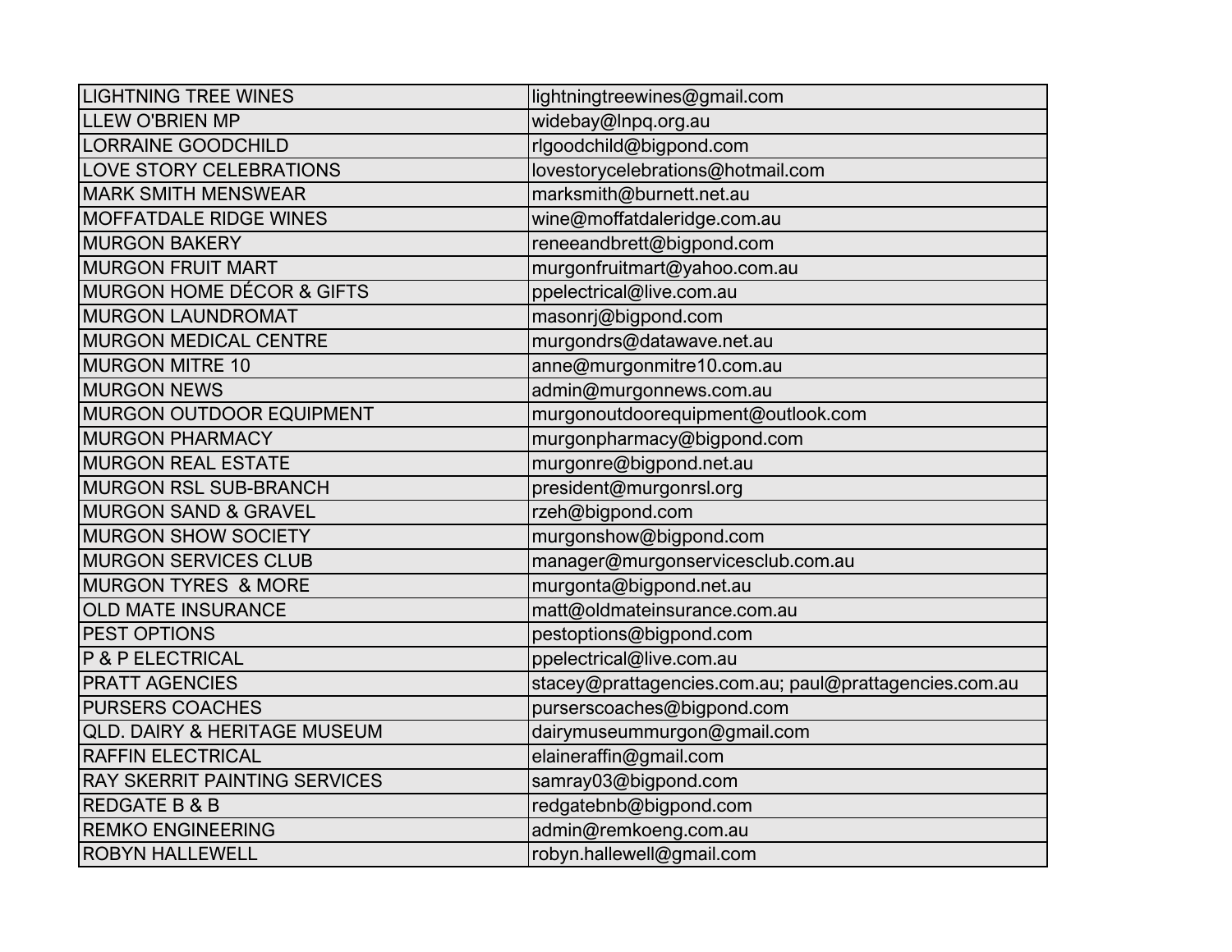| | |
|---|---|
| LIGHTNING TREE WINES | lightningtreewines@gmail.com |
| LLEW O'BRIEN MP | widebay@lnpq.org.au |
| LORRAINE GOODCHILD | rlgoodchild@bigpond.com |
| LOVE STORY CELEBRATIONS | lovestorycelebrations@hotmail.com |
| MARK SMITH MENSWEAR | marksmith@burnett.net.au |
| MOFFATDALE RIDGE WINES | wine@moffatdaleridge.com.au |
| MURGON BAKERY | reneeandbrett@bigpond.com |
| MURGON FRUIT MART | murgonfruitmart@yahoo.com.au |
| MURGON HOME DÉCOR & GIFTS | ppelectrical@live.com.au |
| MURGON LAUNDROMAT | masonrj@bigpond.com |
| MURGON MEDICAL CENTRE | murgondrs@datawave.net.au |
| MURGON MITRE 10 | anne@murgonmitre10.com.au |
| MURGON NEWS | admin@murgonnews.com.au |
| MURGON OUTDOOR EQUIPMENT | murgonoutdoorequipment@outlook.com |
| MURGON PHARMACY | murgonpharmacy@bigpond.com |
| MURGON REAL ESTATE | murgonre@bigpond.net.au |
| MURGON RSL SUB-BRANCH | president@murgonrsl.org |
| MURGON SAND & GRAVEL | rzeh@bigpond.com |
| MURGON SHOW SOCIETY | murgonshow@bigpond.com |
| MURGON SERVICES CLUB | manager@murgonservicesclub.com.au |
| MURGON TYRES & MORE | murgonta@bigpond.net.au |
| OLD MATE INSURANCE | matt@oldmateinsurance.com.au |
| PEST OPTIONS | pestoptions@bigpond.com |
| P & P ELECTRICAL | ppelectrical@live.com.au |
| PRATT AGENCIES | stacey@prattagencies.com.au; paul@prattagencies.com.au |
| PURSERS COACHES | purserscoaches@bigpond.com |
| QLD. DAIRY & HERITAGE MUSEUM | dairymuseummurgon@gmail.com |
| RAFFIN ELECTRICAL | elaineraffin@gmail.com |
| RAY SKERRIT PAINTING SERVICES | samray03@bigpond.com |
| REDGATE B & B | redgatebnb@bigpond.com |
| REMKO ENGINEERING | admin@remkoeng.com.au |
| ROBYN HALLEWELL | robyn.hallewell@gmail.com |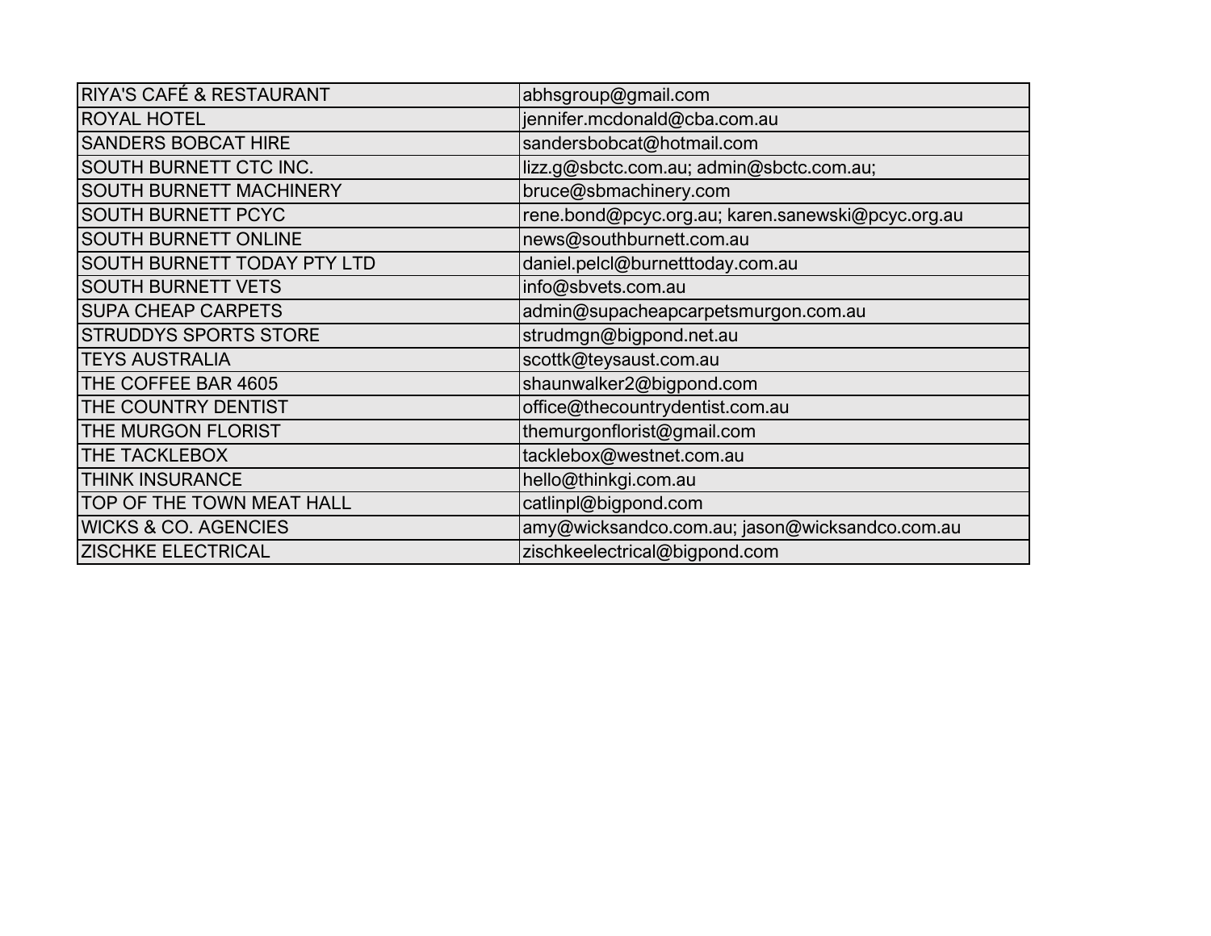| | |
|---|---|
| RIYA'S CAFÉ & RESTAURANT | abhsgroup@gmail.com |
| ROYAL HOTEL | jennifer.mcdonald@cba.com.au |
| SANDERS BOBCAT HIRE | sandersbobcat@hotmail.com |
| SOUTH BURNETT CTC INC. | lizz.g@sbctc.com.au; admin@sbctc.com.au; |
| SOUTH BURNETT MACHINERY | bruce@sbmachinery.com |
| SOUTH BURNETT PCYC | rene.bond@pcyc.org.au; karen.sanewski@pcyc.org.au |
| SOUTH BURNETT ONLINE | news@southburnett.com.au |
| SOUTH BURNETT TODAY PTY LTD | daniel.pelcl@burnetttoday.com.au |
| SOUTH BURNETT VETS | info@sbvets.com.au |
| SUPA CHEAP CARPETS | admin@supacheapcarpetsmurgon.com.au |
| STRUDDYS SPORTS STORE | strudmgn@bigpond.net.au |
| TEYS AUSTRALIA | scottk@teysaust.com.au |
| THE COFFEE BAR 4605 | shaunwalker2@bigpond.com |
| THE COUNTRY DENTIST | office@thecountrydentist.com.au |
| THE MURGON FLORIST | themurgonflorist@gmail.com |
| THE TACKLEBOX | tacklebox@westnet.com.au |
| THINK INSURANCE | hello@thinkgi.com.au |
| TOP OF THE TOWN MEAT HALL | catlinpl@bigpond.com |
| WICKS & CO. AGENCIES | amy@wicksandco.com.au; jason@wicksandco.com.au |
| ZISCHKE ELECTRICAL | zischkeelectrical@bigpond.com |